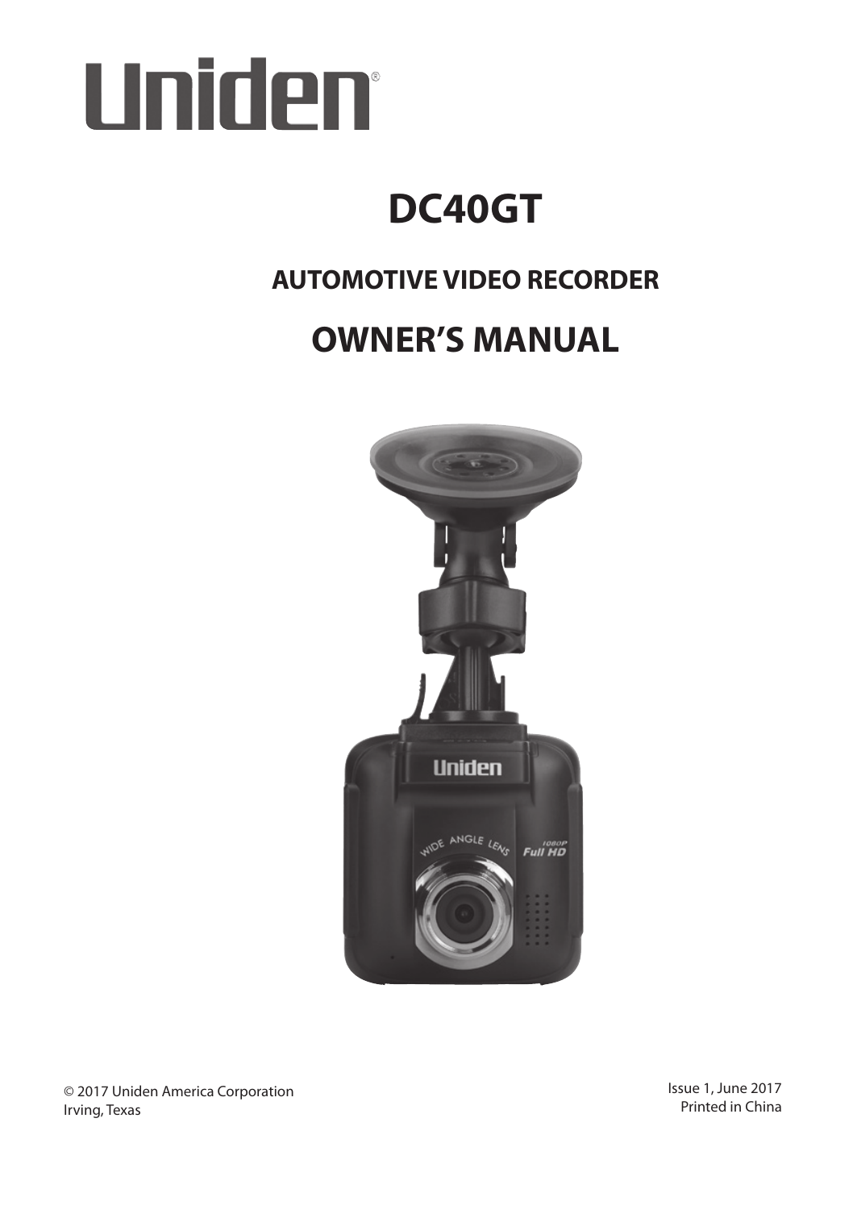# Uniden®

# DC40GT

## AUTOMOTIVE VIDEO RECORDER

## OWNER'S MANUAL

© 2017 Uniden America Corporation
Irving, Texas

Issue 1, June 2017
Printed in China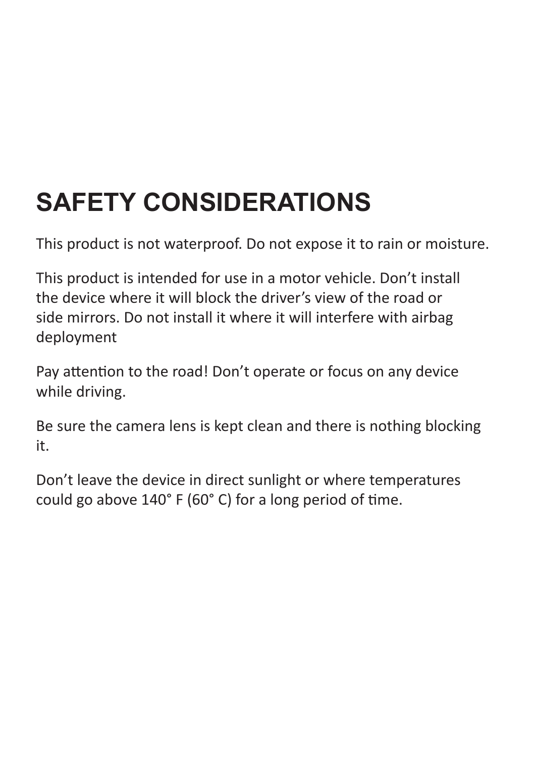# SAFETY CONSIDERATIONS

This product is not waterproof. Do not expose it to rain or moisture.

This product is intended for use in a motor vehicle. Don't install the device where it will block the driver's view of the road or side mirrors. Do not install it where it will interfere with airbag deployment

Pay attention to the road! Don't operate or focus on any device while driving.

Be sure the camera lens is kept clean and there is nothing blocking it.

Don't leave the device in direct sunlight or where temperatures could go above 140° F (60° C) for a long period of time.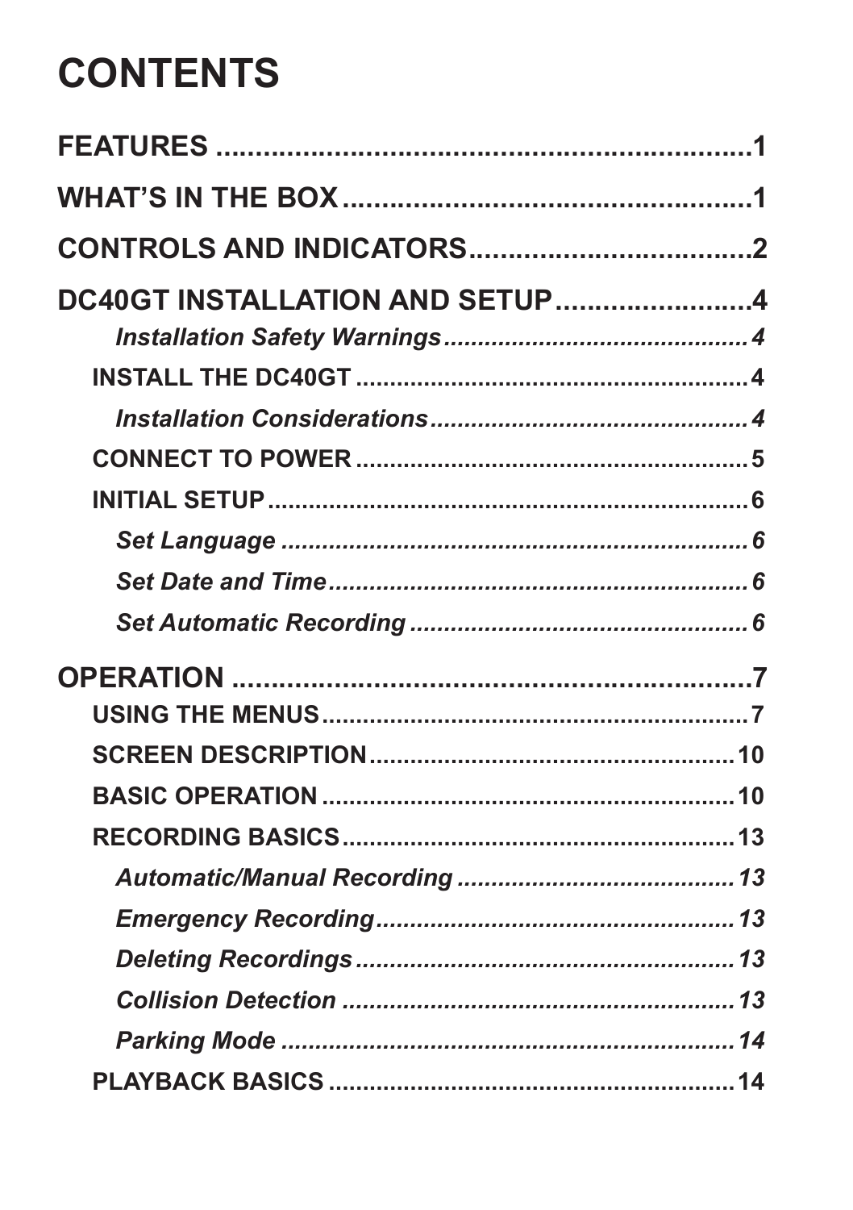# CONTENTS

**FEATURES ....................................................................1**

**WHAT'S IN THE BOX ....................................................1**

**CONTROLS AND INDICATORS..................................2**

**DC40GT INSTALLATION AND SETUP .........................4**

*Installation Safety Warnings ............................................4*

INSTALL THE DC40GT ..........................................................4

*Installation Considerations ...............................................4*

CONNECT TO POWER ..........................................................5

INITIAL SETUP .......................................................................6

*Set Language .......................................................................6*

*Set Date and Time ...............................................................6*

*Set Automatic Recording ...................................................6*

**OPERATION ..................................................................7**

USING THE MENUS ................................................................7

SCREEN DESCRIPTION .......................................................10

BASIC OPERATION ..............................................................10

RECORDING BASICS ...........................................................13

*Automatic/Manual Recording ..........................................13*

*Emergency Recording .......................................................13*

*Deleting Recordings ..........................................................13*

*Collision Detection ............................................................13*

*Parking Mode .....................................................................14*

PLAYBACK BASICS .............................................................14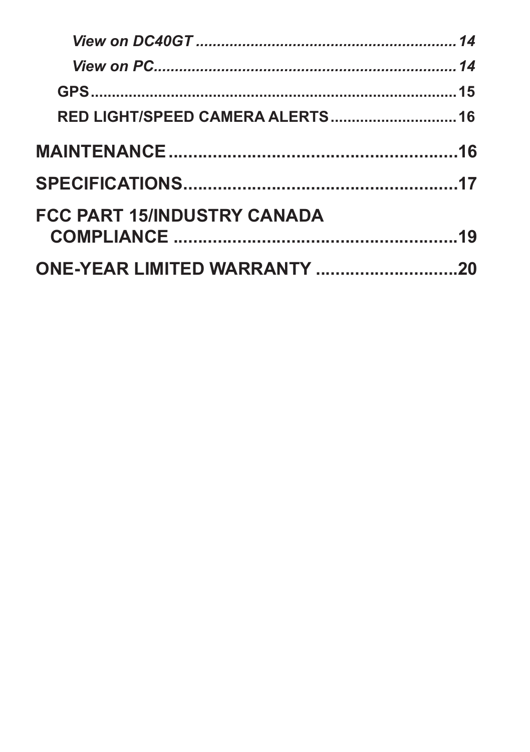*View on DC40GT ............................................................ 14*

*View on PC.................................................................... 14*

**GPS........................................................................................ 15**

**RED LIGHT/SPEED CAMERA ALERTS ............................. 16**

**MAINTENANCE ........................................................... 16**

**SPECIFICATIONS......................................................... 17**

**FCC PART 15/INDUSTRY CANADA COMPLIANCE ........................................................... 19**

**ONE-YEAR LIMITED WARRANTY ............................ 20**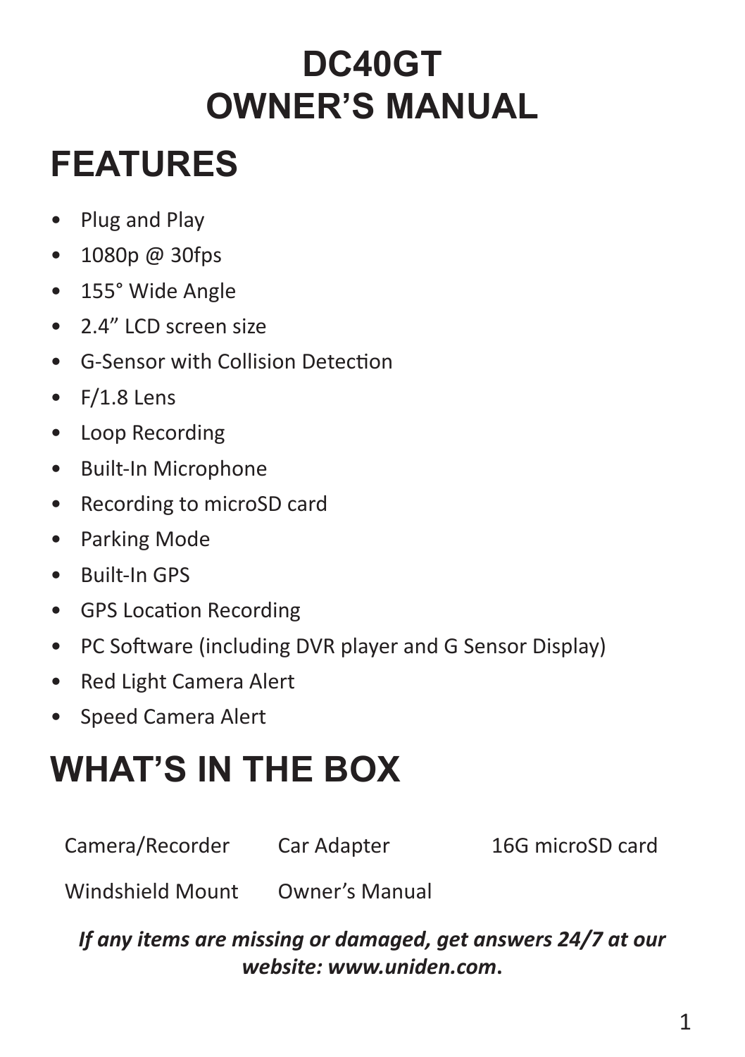# DC40GT OWNER'S MANUAL

## FEATURES

- Plug and Play
- 1080p @ 30fps
- 155° Wide Angle
- 2.4" LCD screen size
- G-Sensor with Collision Detection
- F/1.8 Lens
- Loop Recording
- Built-In Microphone
- Recording to microSD card
- Parking Mode
- Built-In GPS
- GPS Location Recording
- PC Software (including DVR player and G Sensor Display)
- Red Light Camera Alert
- Speed Camera Alert

## WHAT'S IN THE BOX

| | | |
|---|---|---|
| Camera/Recorder | Car Adapter | 16G microSD card |
| Windshield Mount | Owner's Manual | |

***If any items are missing or damaged, get answers 24/7 at our website: www.uniden.com.***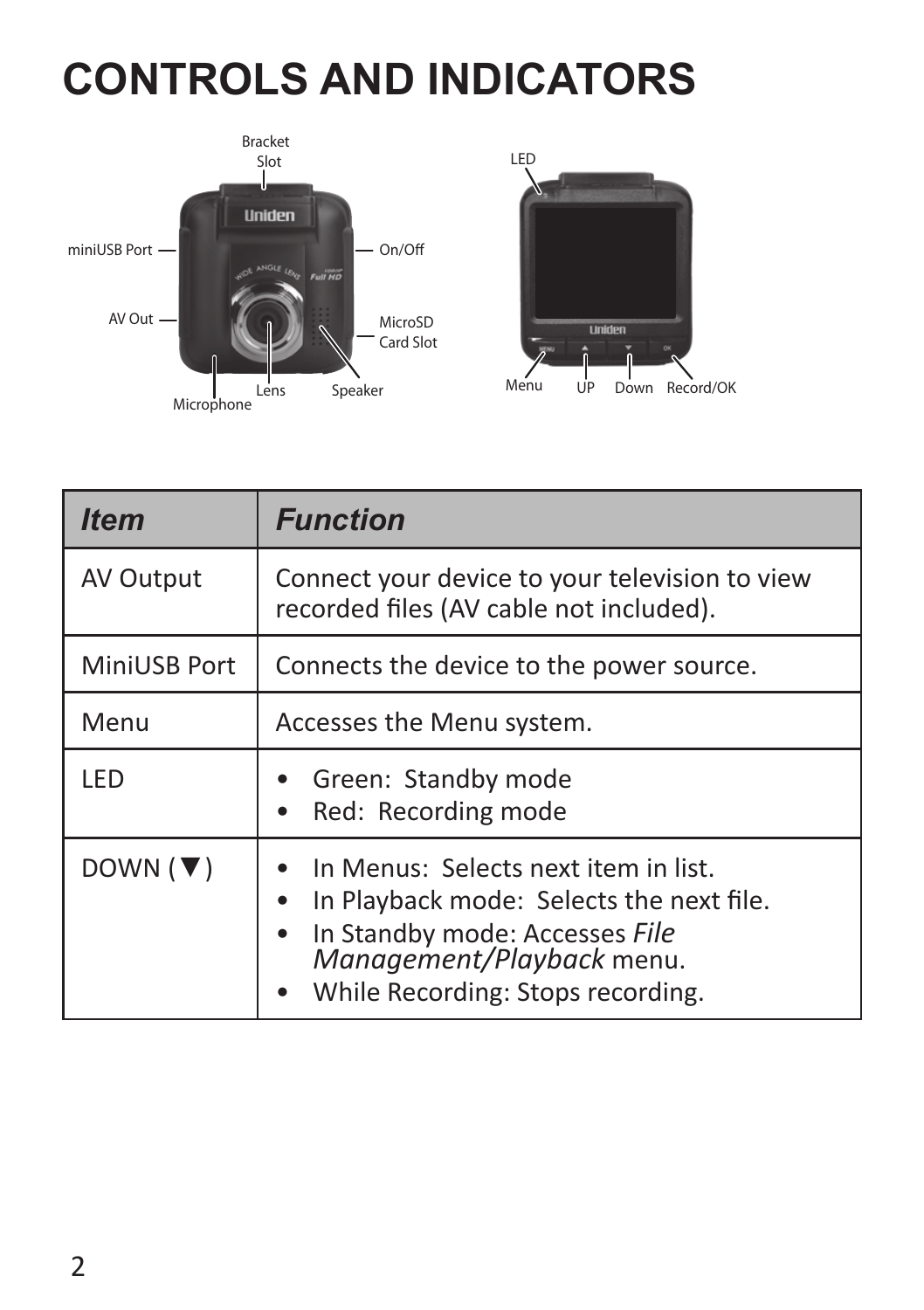# CONTROLS AND INDICATORS

Bracket Slot

miniUSB Port

AV Out

Microphone

Lens

Speaker

MicroSD Card Slot

On/Off

LED

Menu

UP

Down

Record/OK

| Item | Function |
|---|---|
| AV Output | Connect your device to your television to view recorded files (AV cable not included). |
| MiniUSB Port | Connects the device to the power source. |
| Menu | Accesses the Menu system. |
| LED | • Green: Standby mode<br>• Red: Recording mode |
| DOWN (▼) | • In Menus: Selects next item in list.<br>• In Playback mode: Selects the next file.<br>• In Standby mode: Accesses *File Management/Playback* menu.<br>• While Recording: Stops recording. |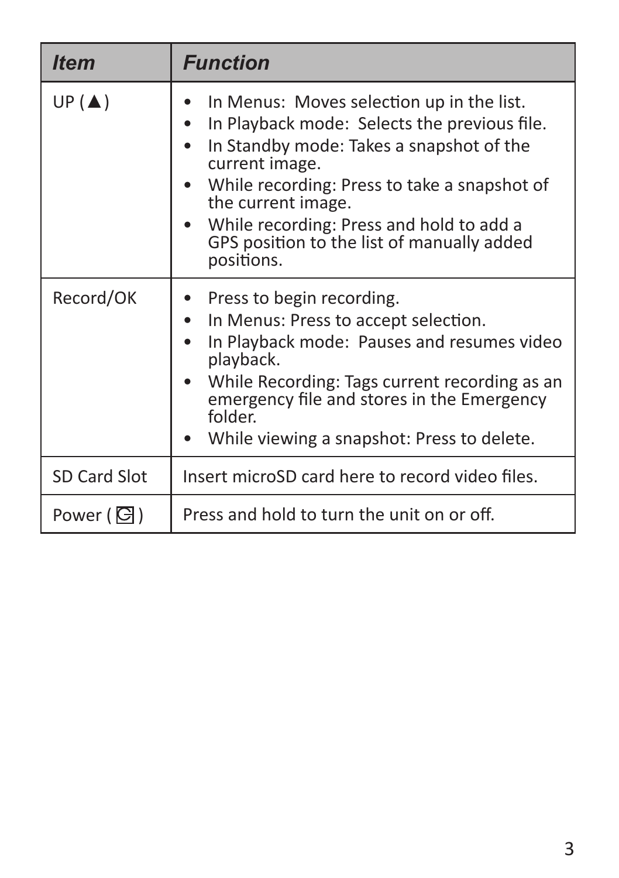| *Item* | *Function* |
|---|---|
| UP (▲) | • In Menus: Moves selection up in the list.<br>• In Playback mode: Selects the previous file.<br>• In Standby mode: Takes a snapshot of the current image.<br>• While recording: Press to take a snapshot of the current image.<br>• While recording: Press and hold to add a GPS position to the list of manually added positions. |
| Record/OK | • Press to begin recording.<br>• In Menus: Press to accept selection.<br>• In Playback mode: Pauses and resumes video playback.<br>• While Recording: Tags current recording as an emergency file and stores in the Emergency folder.<br>• While viewing a snapshot: Press to delete. |
| SD Card Slot | Insert microSD card here to record video files. |
| Power ( ) | Press and hold to turn the unit on or off. |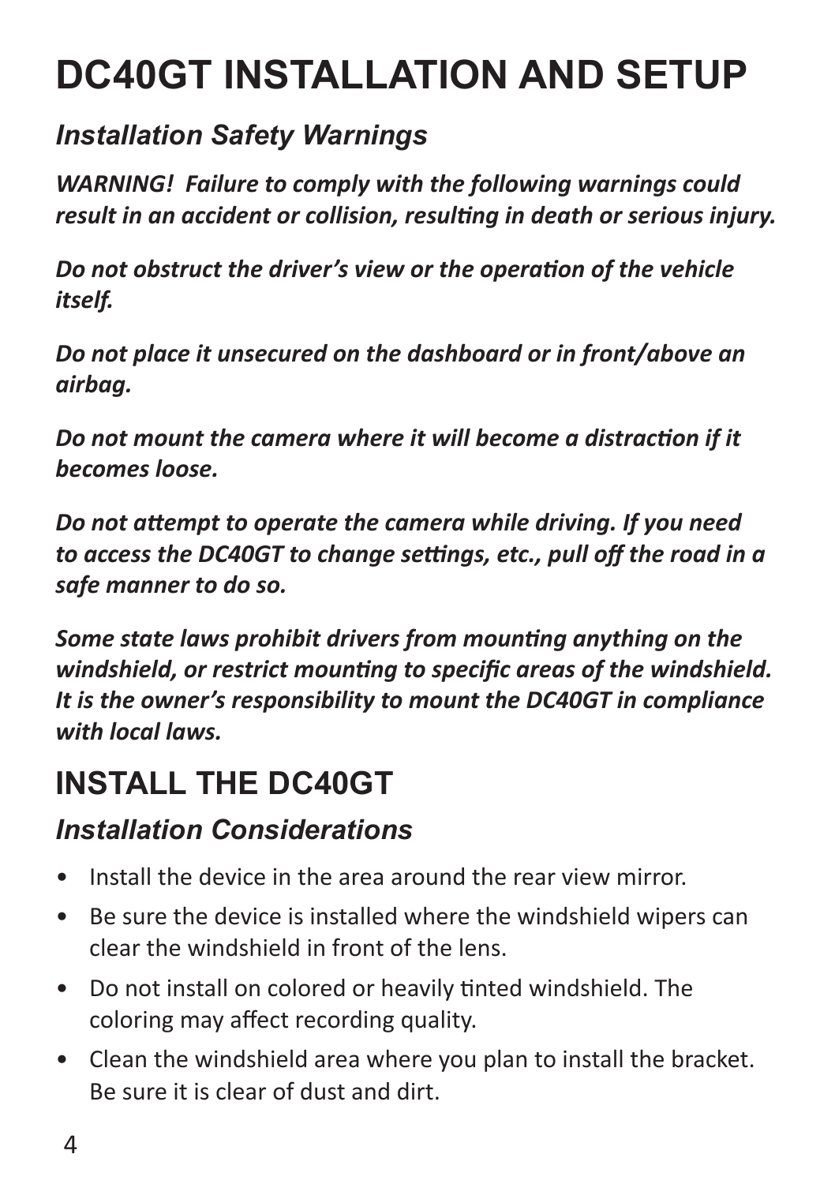# DC40GT INSTALLATION AND SETUP

## *Installation Safety Warnings*

***WARNING! Failure to comply with the following warnings could result in an accident or collision, resulting in death or serious injury.***

***Do not obstruct the driver's view or the operation of the vehicle itself.***

***Do not place it unsecured on the dashboard or in front/above an airbag.***

***Do not mount the camera where it will become a distraction if it becomes loose.***

***Do not attempt to operate the camera while driving. If you need to access the DC40GT to change settings, etc., pull off the road in a safe manner to do so.***

***Some state laws prohibit drivers from mounting anything on the windshield, or restrict mounting to specific areas of the windshield. It is the owner's responsibility to mount the DC40GT in compliance with local laws.***

## INSTALL THE DC40GT

### *Installation Considerations*

- Install the device in the area around the rear view mirror.
- Be sure the device is installed where the windshield wipers can clear the windshield in front of the lens.
- Do not install on colored or heavily tinted windshield. The coloring may affect recording quality.
- Clean the windshield area where you plan to install the bracket. Be sure it is clear of dust and dirt.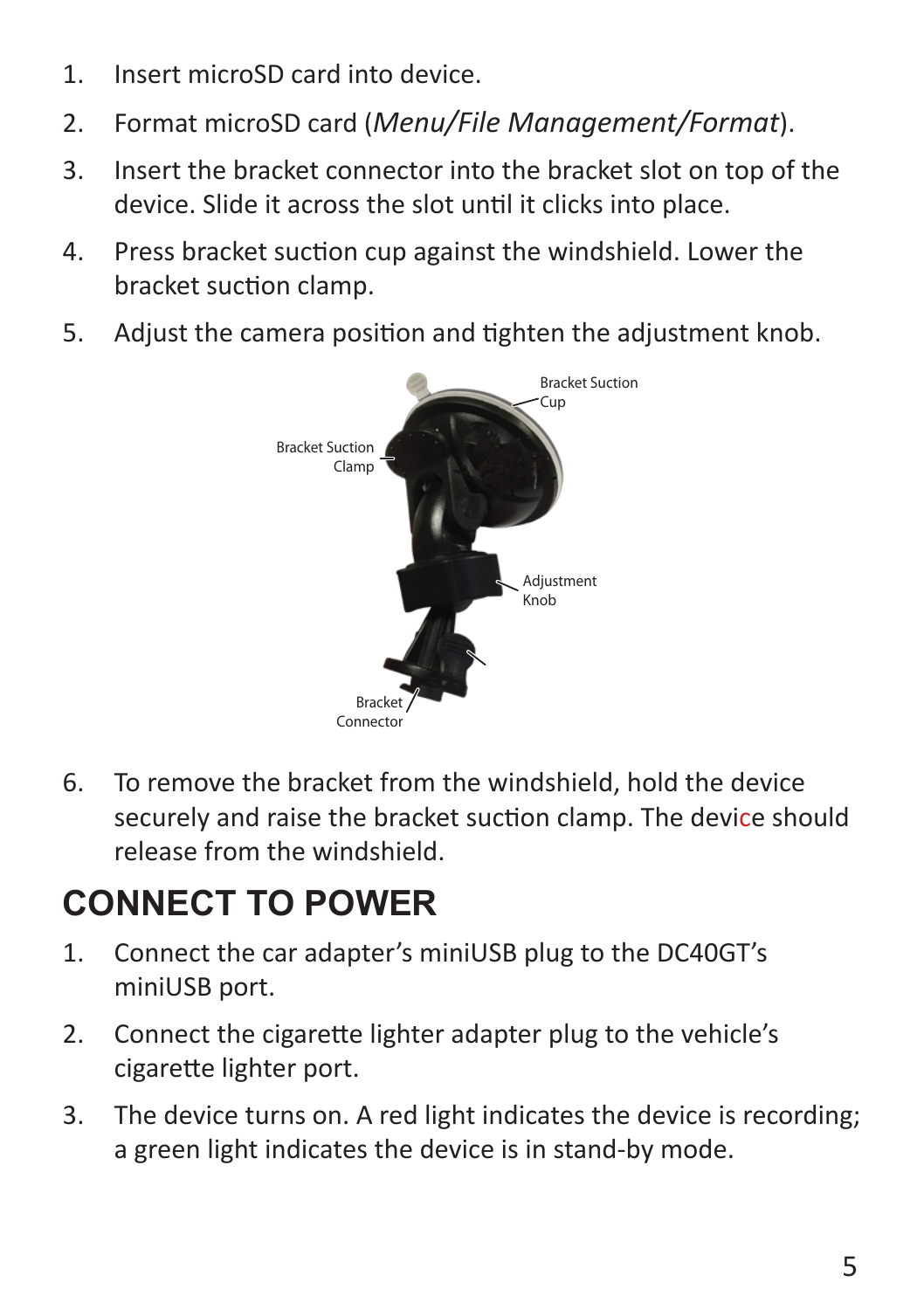1. Insert microSD card into device.
2. Format microSD card (*Menu/File Management/Format*).
3. Insert the bracket connector into the bracket slot on top of the device. Slide it across the slot until it clicks into place.
4. Press bracket suction cup against the windshield. Lower the bracket suction clamp.
5. Adjust the camera position and tighten the adjustment knob.

Bracket Suction Cup

Bracket Suction Clamp

Adjustment Knob

Bracket Connector

6. To remove the bracket from the windshield, hold the device securely and raise the bracket suction clamp. The device should release from the windshield.

## CONNECT TO POWER

1. Connect the car adapter's miniUSB plug to the DC40GT's miniUSB port.
2. Connect the cigarette lighter adapter plug to the vehicle's cigarette lighter port.
3. The device turns on. A red light indicates the device is recording; a green light indicates the device is in stand-by mode.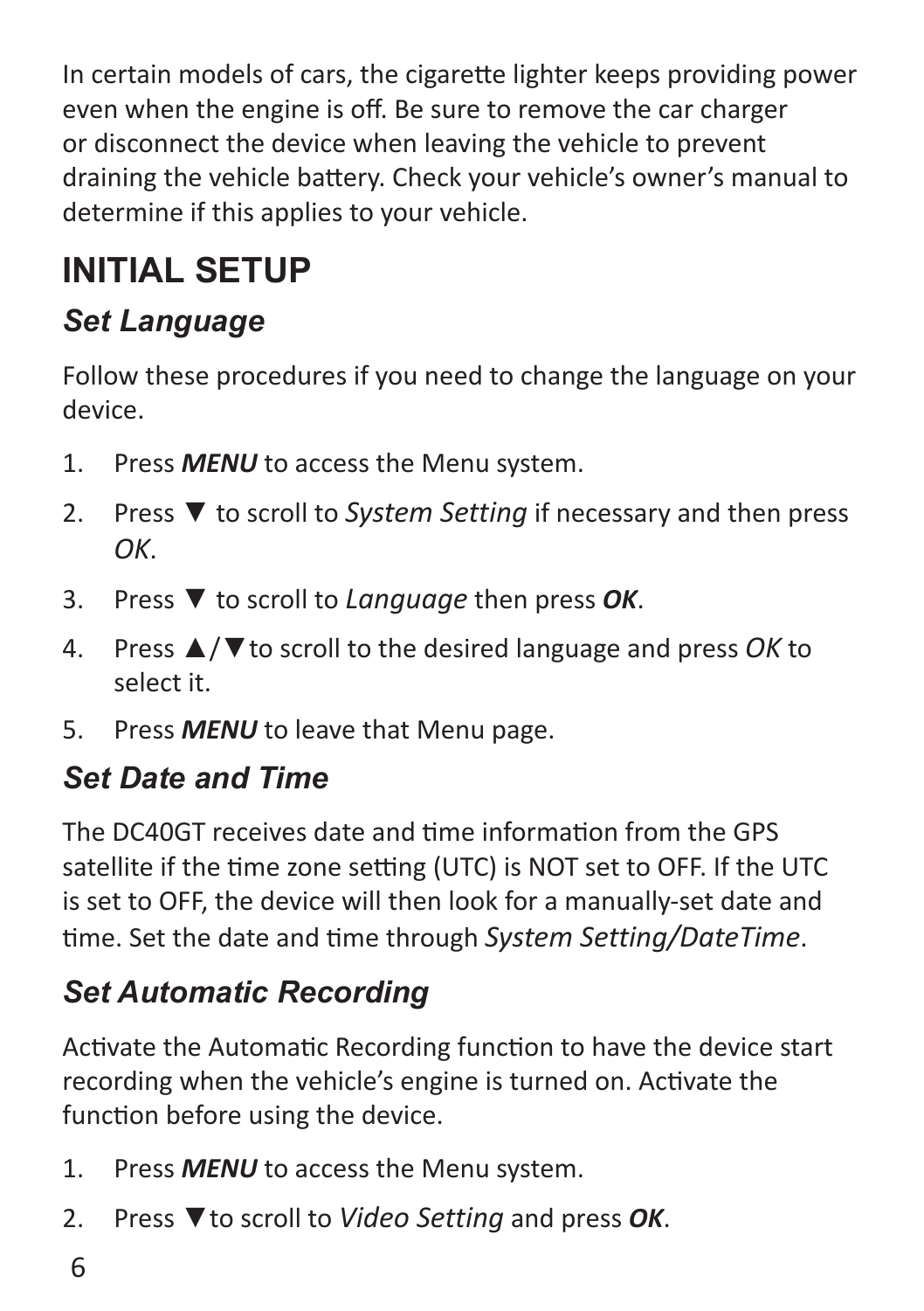In certain models of cars, the cigarette lighter keeps providing power even when the engine is off. Be sure to remove the car charger or disconnect the device when leaving the vehicle to prevent draining the vehicle battery. Check your vehicle's owner's manual to determine if this applies to your vehicle.

# INITIAL SETUP

## *Set Language*

Follow these procedures if you need to change the language on your device.

1. Press ***MENU*** to access the Menu system.
2. Press ▼ to scroll to *System Setting* if necessary and then press *OK*.
3. Press ▼ to scroll to *Language* then press ***OK***.
4. Press ▲/▼to scroll to the desired language and press *OK* to select it.
5. Press ***MENU*** to leave that Menu page.

## *Set Date and Time*

The DC40GT receives date and time information from the GPS satellite if the time zone setting (UTC) is NOT set to OFF. If the UTC is set to OFF, the device will then look for a manually-set date and time. Set the date and time through *System Setting/DateTime*.

## *Set Automatic Recording*

Activate the Automatic Recording function to have the device start recording when the vehicle's engine is turned on. Activate the function before using the device.

1. Press ***MENU*** to access the Menu system.
2. Press ▼to scroll to *Video Setting* and press ***OK***.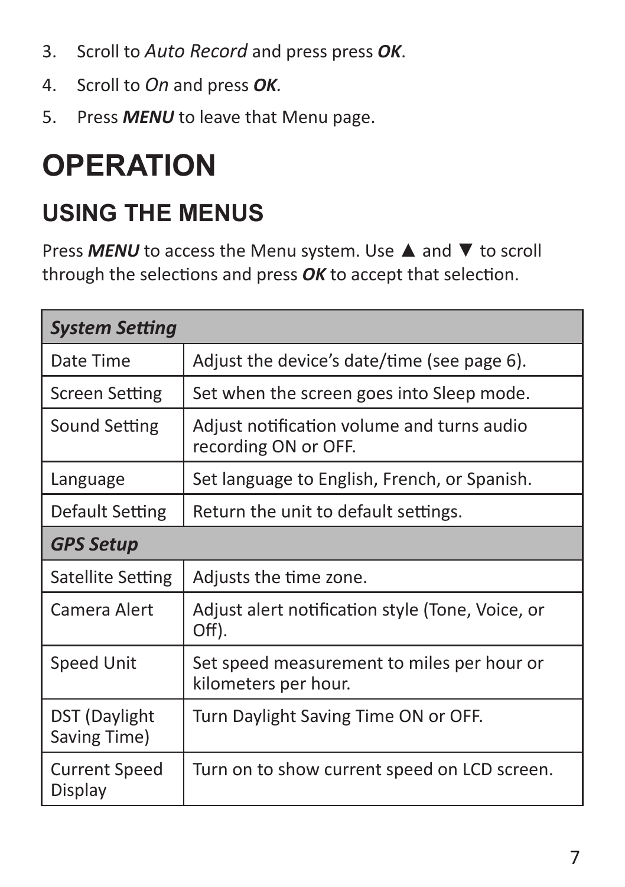3. Scroll to *Auto Record* and press press ***OK***.
4. Scroll to *On* and press ***OK.***
5. Press ***MENU*** to leave that Menu page.

# OPERATION

## USING THE MENUS

Press ***MENU*** to access the Menu system. Use ▲ and ▼ to scroll through the selections and press ***OK*** to accept that selection.

| | |
|---|---|
| ***System Setting*** | |
| Date Time | Adjust the device's date/time (see page 6). |
| Screen Setting | Set when the screen goes into Sleep mode. |
| Sound Setting | Adjust notification volume and turns audio recording ON or OFF. |
| Language | Set language to English, French, or Spanish. |
| Default Setting | Return the unit to default settings. |
| ***GPS Setup*** | |
| Satellite Setting | Adjusts the time zone. |
| Camera Alert | Adjust alert notification style (Tone, Voice, or Off). |
| Speed Unit | Set speed measurement to miles per hour or kilometers per hour. |
| DST (Daylight Saving Time) | Turn Daylight Saving Time ON or OFF. |
| Current Speed Display | Turn on to show current speed on LCD screen. |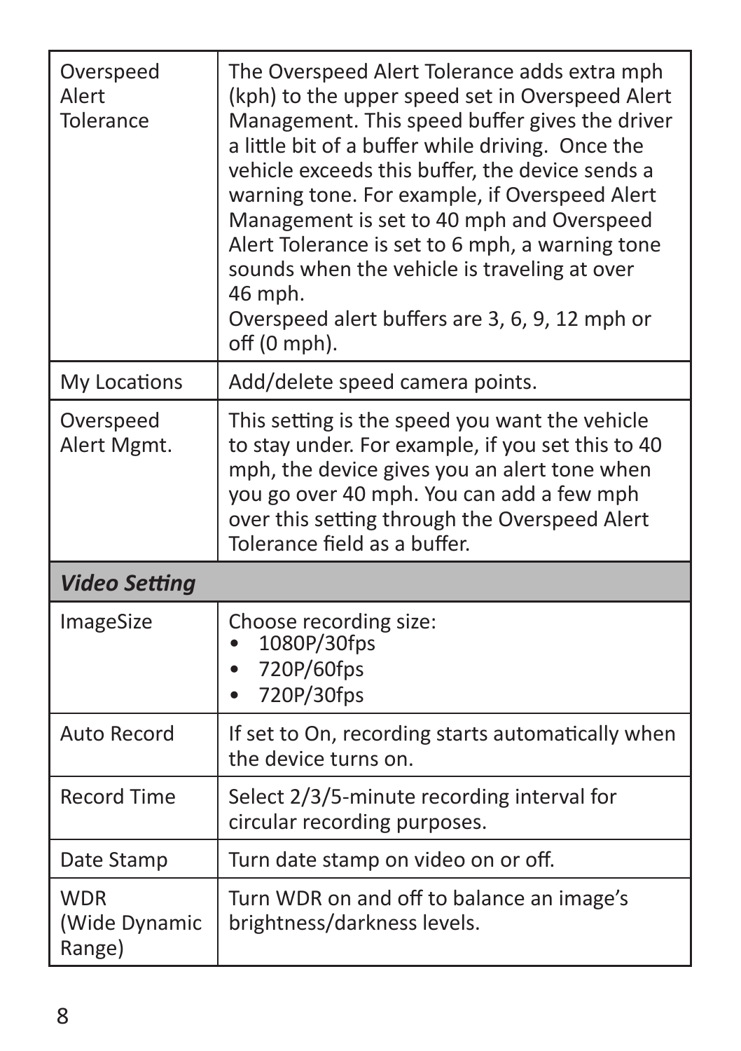| | |
|---|---|
| Overspeed Alert Tolerance | The Overspeed Alert Tolerance adds extra mph (kph) to the upper speed set in Overspeed Alert Management. This speed buffer gives the driver a little bit of a buffer while driving. Once the vehicle exceeds this buffer, the device sends a warning tone. For example, if Overspeed Alert Management is set to 40 mph and Overspeed Alert Tolerance is set to 6 mph, a warning tone sounds when the vehicle is traveling at over 46 mph.<br>Overspeed alert buffers are 3, 6, 9, 12 mph or off (0 mph). |
| My Locations | Add/delete speed camera points. |
| Overspeed Alert Mgmt. | This setting is the speed you want the vehicle to stay under. For example, if you set this to 40 mph, the device gives you an alert tone when you go over 40 mph. You can add a few mph over this setting through the Overspeed Alert Tolerance field as a buffer. |
| ***Video Setting*** | |
| ImageSize | Choose recording size:<br>• 1080P/30fps<br>• 720P/60fps<br>• 720P/30fps |
| Auto Record | If set to On, recording starts automatically when the device turns on. |
| Record Time | Select 2/3/5-minute recording interval for circular recording purposes. |
| Date Stamp | Turn date stamp on video on or off. |
| WDR (Wide Dynamic Range) | Turn WDR on and off to balance an image's brightness/darkness levels. |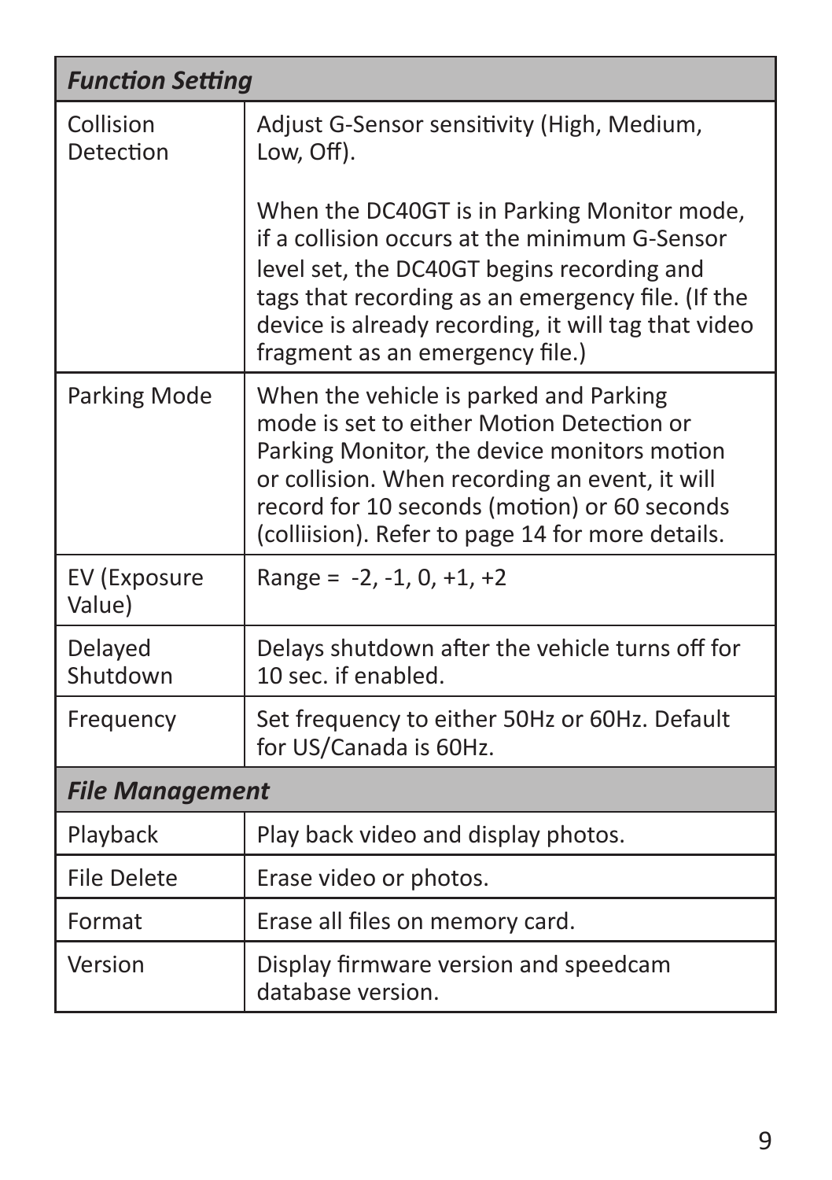| | |
|---|---|
| ***Function Setting*** | |
| Collision Detection | Adjust G-Sensor sensitivity (High, Medium, Low, Off).<br><br>When the DC40GT is in Parking Monitor mode, if a collision occurs at the minimum G-Sensor level set, the DC40GT begins recording and tags that recording as an emergency file. (If the device is already recording, it will tag that video fragment as an emergency file.) |
| Parking Mode | When the vehicle is parked and Parking mode is set to either Motion Detection or Parking Monitor, the device monitors motion or collision. When recording an event, it will record for 10 seconds (motion) or 60 seconds (colliision). Refer to page 14 for more details. |
| EV (Exposure Value) | Range = -2, -1, 0, +1, +2 |
| Delayed Shutdown | Delays shutdown after the vehicle turns off for 10 sec. if enabled. |
| Frequency | Set frequency to either 50Hz or 60Hz. Default for US/Canada is 60Hz. |
| ***File Management*** | |
| Playback | Play back video and display photos. |
| File Delete | Erase video or photos. |
| Format | Erase all files on memory card. |
| Version | Display firmware version and speedcam database version. |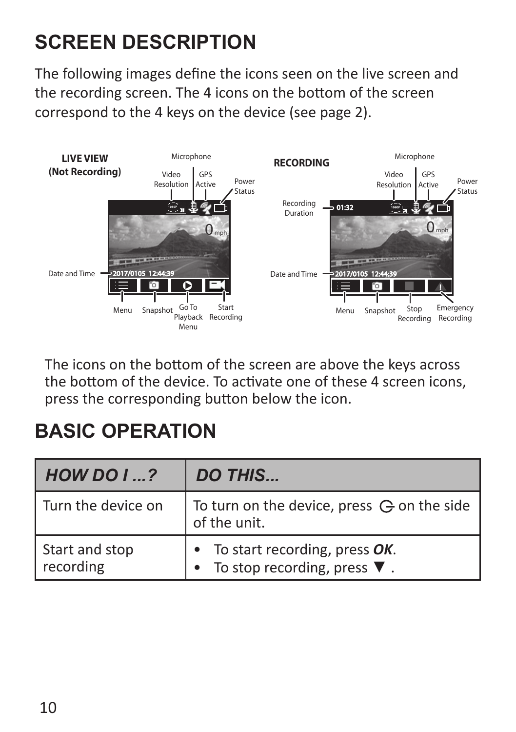# SCREEN DESCRIPTION

The following images define the icons seen on the live screen and the recording screen. The 4 icons on the bottom of the screen correspond to the 4 keys on the device (see page 2).

LIVE VIEW (Not Recording)

Microphone
Video Resolution
GPS Active
Power Status
Date and Time
2017/0105 12:44:39
0 mph
Menu
Snapshot
Go To Playback Menu
Start Recording

RECORDING

Microphone
Video Resolution
GPS Active
Power Status
Recording Duration
01:32
Date and Time
2017/0105 12:44:39
0 mph
Menu
Snapshot
Stop Recording
Emergency Recording

The icons on the bottom of the screen are above the keys across the bottom of the device. To activate one of these 4 screen icons, press the corresponding button below the icon.

# BASIC OPERATION

| *HOW DO I ...?* | *DO THIS...* |
|---|---|
| Turn the device on | To turn on the device, press ⏻ on the side of the unit. |
| Start and stop recording | • To start recording, press ***OK***.<br>• To stop recording, press ▼ . |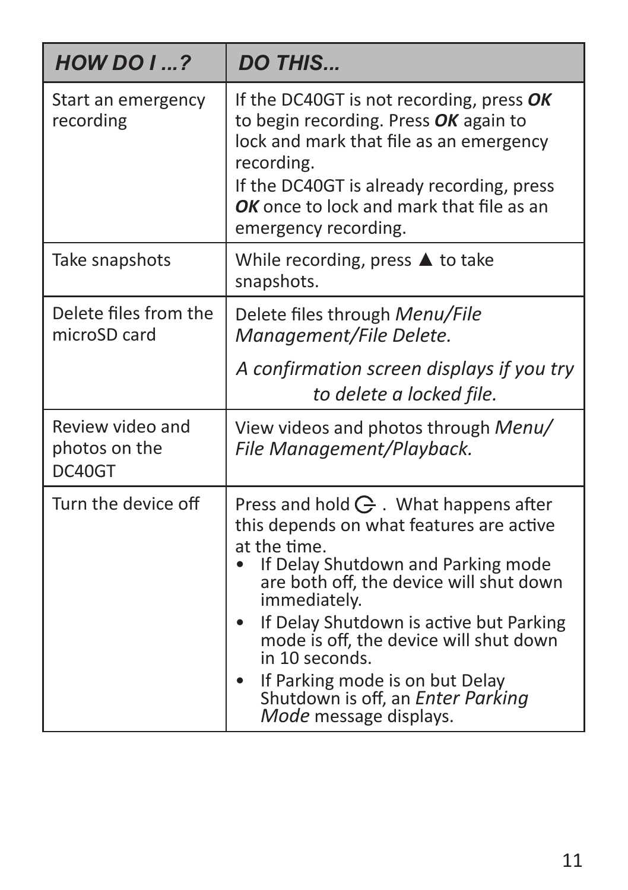| *HOW DO I ...?* | *DO THIS...* |
|---|---|
| Start an emergency recording | If the DC40GT is not recording, press ***OK*** to begin recording. Press ***OK*** again to lock and mark that file as an emergency recording. If the DC40GT is already recording, press ***OK*** once to lock and mark that file as an emergency recording. |
| Take snapshots | While recording, press ▲ to take snapshots. |
| Delete files from the microSD card | Delete files through *Menu/File Management/File Delete.* *A confirmation screen displays if you try to delete a locked file.* |
| Review video and photos on the DC40GT | View videos and photos through *Menu/ File Management/Playback.* |
| Turn the device off | Press and hold ⏻. What happens after this depends on what features are active at the time. • If Delay Shutdown and Parking mode are both off, the device will shut down immediately. • If Delay Shutdown is active but Parking mode is off, the device will shut down in 10 seconds. • If Parking mode is on but Delay Shutdown is off, an *Enter Parking Mode* message displays. |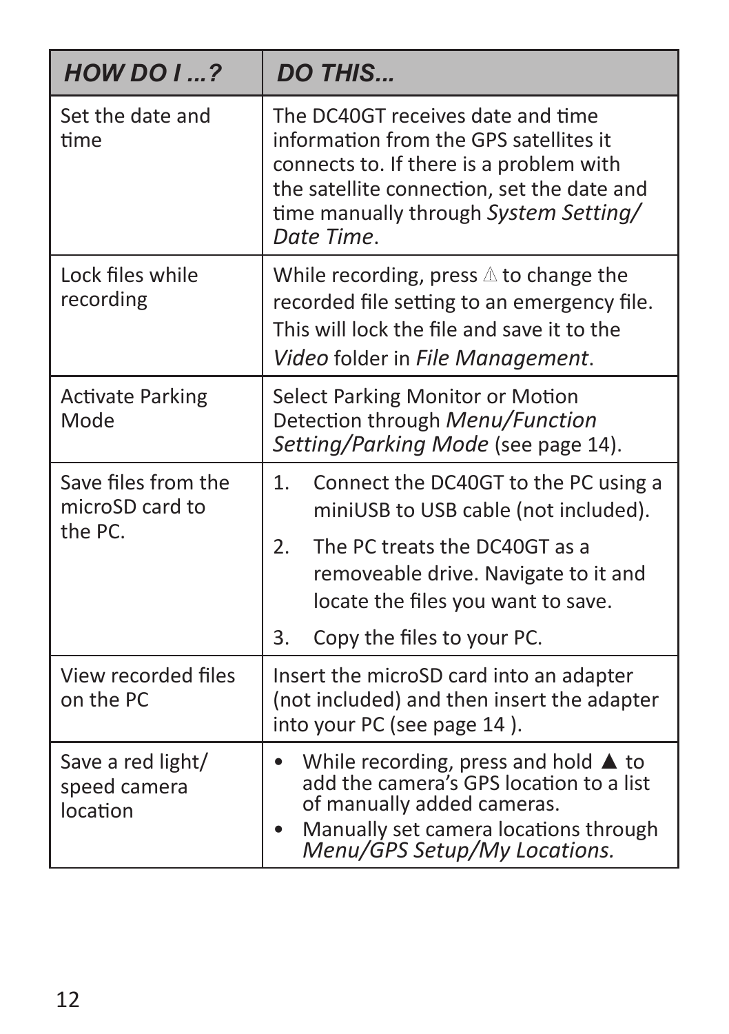| HOW DO I ...? | DO THIS... |
|---|---|
| Set the date and time | The DC40GT receives date and time information from the GPS satellites it connects to. If there is a problem with the satellite connection, set the date and time manually through *System Setting/ Date Time*. |
| Lock files while recording | While recording, press ⚠ to change the recorded file setting to an emergency file. This will lock the file and save it to the *Video* folder in *File Management*. |
| Activate Parking Mode | Select Parking Monitor or Motion Detection through *Menu/Function Setting/Parking Mode* (see page 14). |
| Save files from the microSD card to the PC. | 1. Connect the DC40GT to the PC using a miniUSB to USB cable (not included).<br>2. The PC treats the DC40GT as a removeable drive. Navigate to it and locate the files you want to save.<br>3. Copy the files to your PC. |
| View recorded files on the PC | Insert the microSD card into an adapter (not included) and then insert the adapter into your PC (see page 14 ). |
| Save a red light/ speed camera location | • While recording, press and hold ▲ to add the camera's GPS location to a list of manually added cameras.<br>• Manually set camera locations through *Menu/GPS Setup/My Locations.* |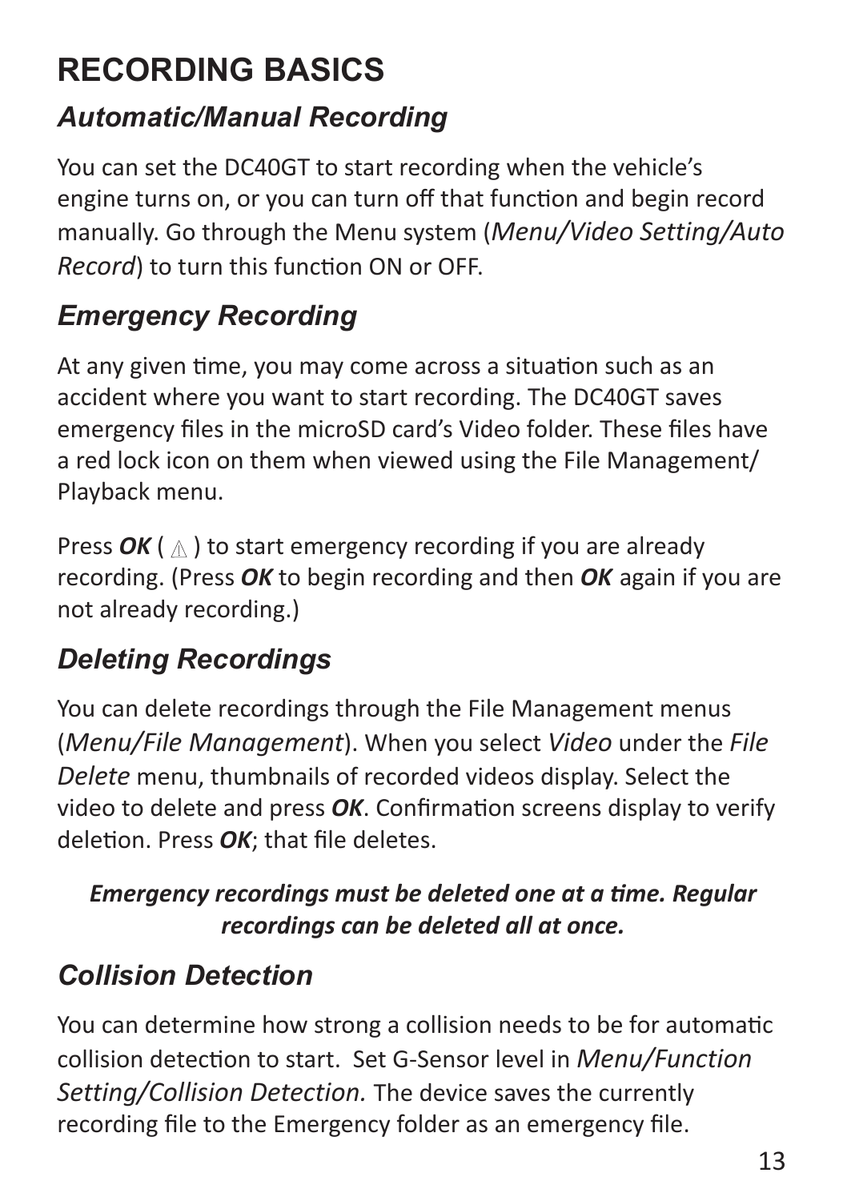# RECORDING BASICS

## *Automatic/Manual Recording*

You can set the DC40GT to start recording when the vehicle's engine turns on, or you can turn off that function and begin record manually. Go through the Menu system (*Menu/Video Setting/Auto Record*) to turn this function ON or OFF.

## *Emergency Recording*

At any given time, you may come across a situation such as an accident where you want to start recording. The DC40GT saves emergency files in the microSD card's Video folder. These files have a red lock icon on them when viewed using the File Management/ Playback menu.

Press ***OK*** ( ⚠ ) to start emergency recording if you are already recording. (Press ***OK*** to begin recording and then ***OK*** again if you are not already recording.)

## *Deleting Recordings*

You can delete recordings through the File Management menus (*Menu/File Management*). When you select *Video* under the *File Delete* menu, thumbnails of recorded videos display. Select the video to delete and press ***OK***. Confirmation screens display to verify deletion. Press ***OK***; that file deletes.

***Emergency recordings must be deleted one at a time. Regular recordings can be deleted all at once.***

## *Collision Detection*

You can determine how strong a collision needs to be for automatic collision detection to start. Set G-Sensor level in *Menu/Function Setting/Collision Detection.* The device saves the currently recording file to the Emergency folder as an emergency file.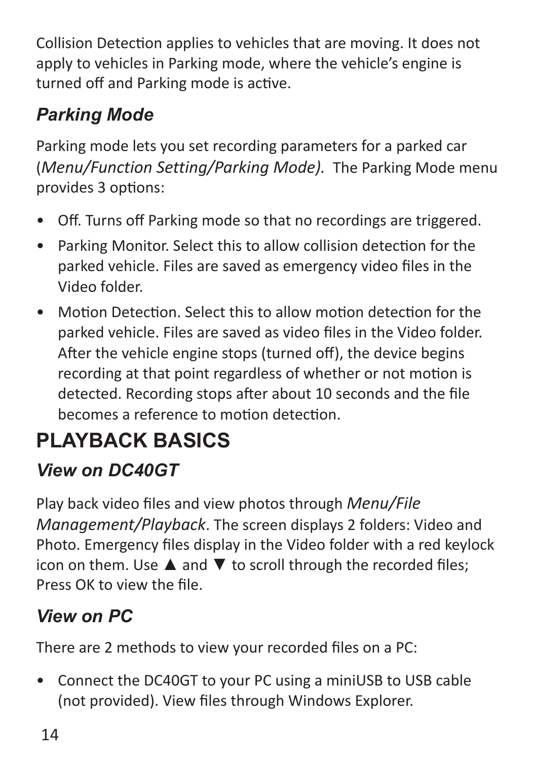Collision Detection applies to vehicles that are moving. It does not apply to vehicles in Parking mode, where the vehicle's engine is turned off and Parking mode is active.

### *Parking Mode*

Parking mode lets you set recording parameters for a parked car (*Menu/Function Setting/Parking Mode).* The Parking Mode menu provides 3 options:

- Off. Turns off Parking mode so that no recordings are triggered.
- Parking Monitor. Select this to allow collision detection for the parked vehicle. Files are saved as emergency video files in the Video folder.
- Motion Detection. Select this to allow motion detection for the parked vehicle. Files are saved as video files in the Video folder. After the vehicle engine stops (turned off), the device begins recording at that point regardless of whether or not motion is detected. Recording stops after about 10 seconds and the file becomes a reference to motion detection.

## PLAYBACK BASICS

### *View on DC40GT*

Play back video files and view photos through *Menu/File Management/Playback*. The screen displays 2 folders: Video and Photo. Emergency files display in the Video folder with a red keylock icon on them. Use ▲ and ▼ to scroll through the recorded files; Press OK to view the file.

### *View on PC*

There are 2 methods to view your recorded files on a PC:

- Connect the DC40GT to your PC using a miniUSB to USB cable (not provided). View files through Windows Explorer.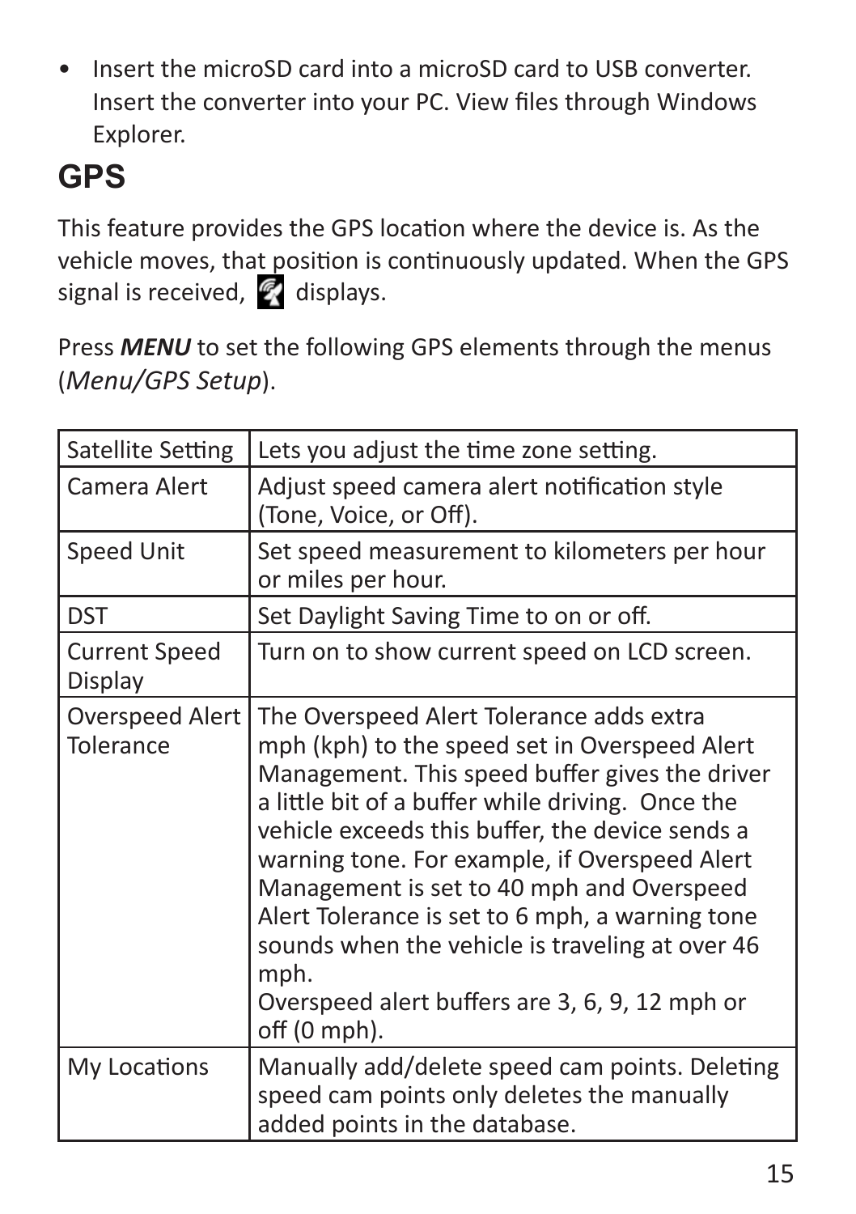- Insert the microSD card into a microSD card to USB converter. Insert the converter into your PC. View files through Windows Explorer.

## GPS

This feature provides the GPS location where the device is. As the vehicle moves, that position is continuously updated. When the GPS signal is received, displays.

Press ***MENU*** to set the following GPS elements through the menus (*Menu/GPS Setup*).

| | |
|---|---|
| Satellite Setting | Lets you adjust the time zone setting. |
| Camera Alert | Adjust speed camera alert notification style (Tone, Voice, or Off). |
| Speed Unit | Set speed measurement to kilometers per hour or miles per hour. |
| DST | Set Daylight Saving Time to on or off. |
| Current Speed Display | Turn on to show current speed on LCD screen. |
| Overspeed Alert Tolerance | The Overspeed Alert Tolerance adds extra mph (kph) to the speed set in Overspeed Alert Management. This speed buffer gives the driver a little bit of a buffer while driving. Once the vehicle exceeds this buffer, the device sends a warning tone. For example, if Overspeed Alert Management is set to 40 mph and Overspeed Alert Tolerance is set to 6 mph, a warning tone sounds when the vehicle is traveling at over 46 mph.<br>Overspeed alert buffers are 3, 6, 9, 12 mph or off (0 mph). |
| My Locations | Manually add/delete speed cam points. Deleting speed cam points only deletes the manually added points in the database. |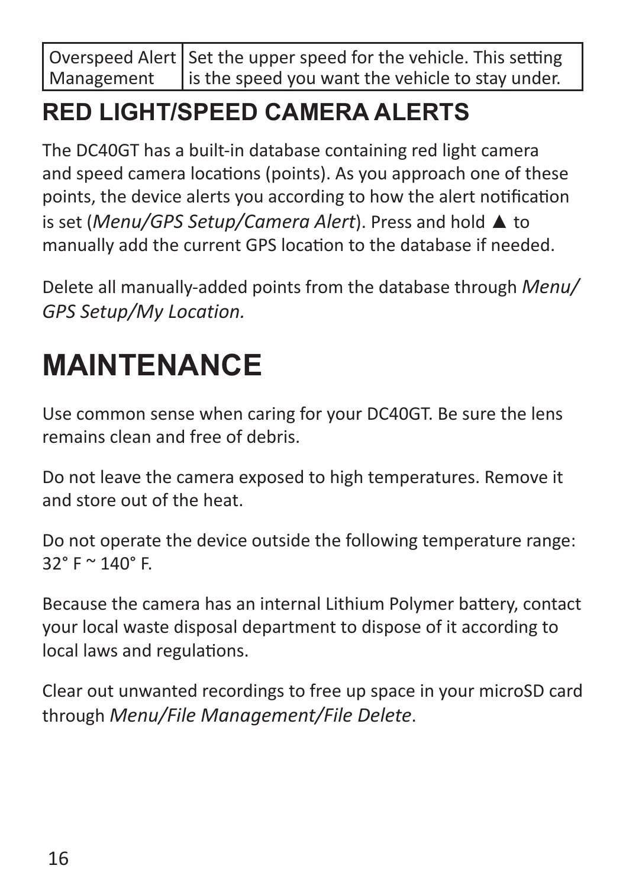| | |
|---|---|
| Overspeed Alert Management | Set the upper speed for the vehicle. This setting is the speed you want the vehicle to stay under. |

## RED LIGHT/SPEED CAMERA ALERTS

The DC40GT has a built-in database containing red light camera and speed camera locations (points). As you approach one of these points, the device alerts you according to how the alert notification is set (*Menu/GPS Setup/Camera Alert*). Press and hold ▲ to manually add the current GPS location to the database if needed.

Delete all manually-added points from the database through *Menu/GPS Setup/My Location.*

# MAINTENANCE

Use common sense when caring for your DC40GT. Be sure the lens remains clean and free of debris.

Do not leave the camera exposed to high temperatures. Remove it and store out of the heat.

Do not operate the device outside the following temperature range: 32° F ~ 140° F.

Because the camera has an internal Lithium Polymer battery, contact your local waste disposal department to dispose of it according to local laws and regulations.

Clear out unwanted recordings to free up space in your microSD card through *Menu/File Management/File Delete*.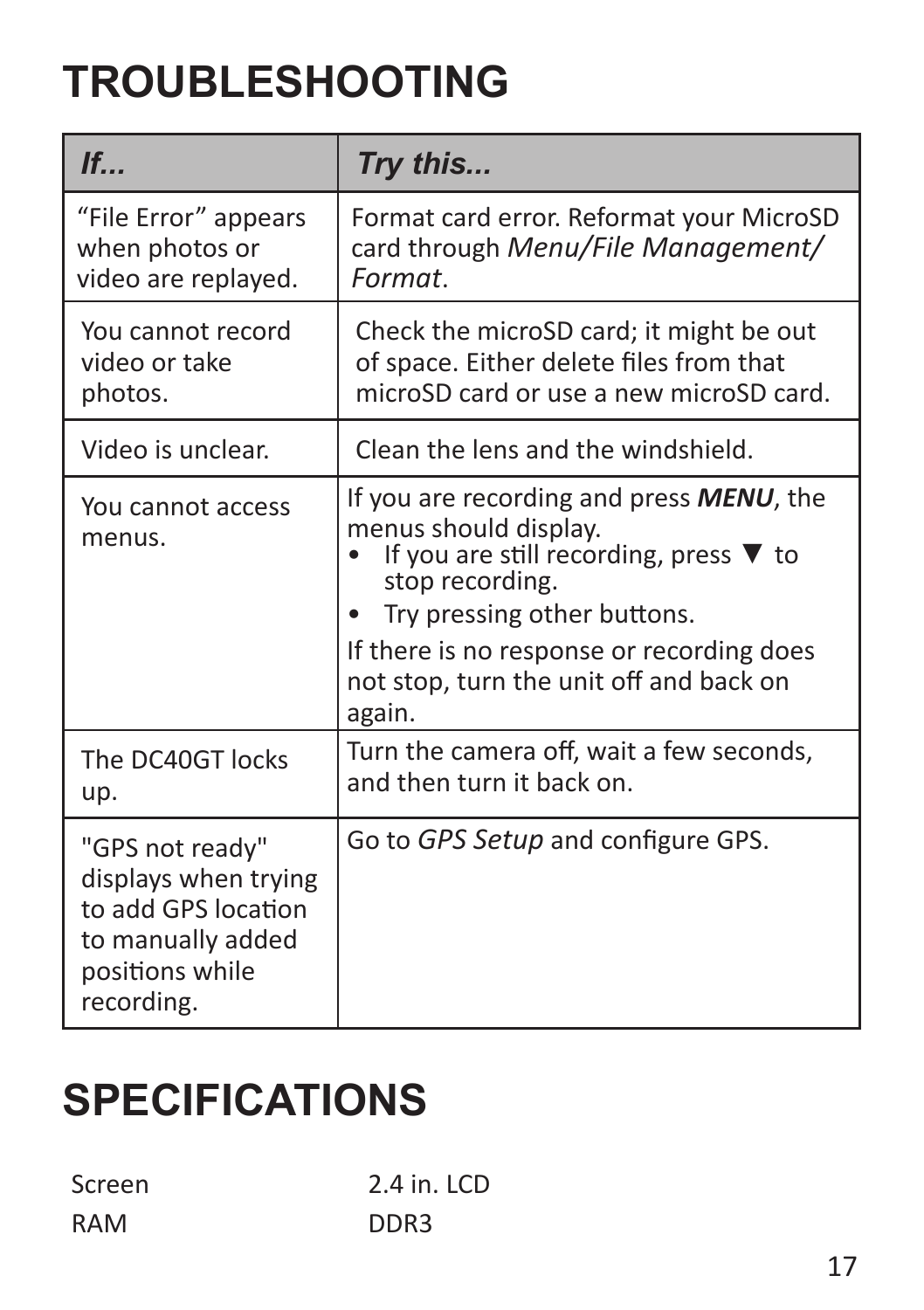# TROUBLESHOOTING

| *If...* | *Try this...* |
|---|---|
| "File Error" appears when photos or video are replayed. | Format card error. Reformat your MicroSD card through *Menu/File Management/ Format*. |
| You cannot record video or take photos. | Check the microSD card; it might be out of space. Either delete files from that microSD card or use a new microSD card. |
| Video is unclear. | Clean the lens and the windshield. |
| You cannot access menus. | If you are recording and press ***MENU***, the menus should display.<br>• If you are still recording, press ▼ to stop recording.<br>• Try pressing other buttons.<br>If there is no response or recording does not stop, turn the unit off and back on again. |
| The DC40GT locks up. | Turn the camera off, wait a few seconds, and then turn it back on. |
| "GPS not ready" displays when trying to add GPS location to manually added positions while recording. | Go to *GPS Setup* and configure GPS. |

# SPECIFICATIONS

| | |
|---|---|
| Screen | 2.4 in. LCD |
| RAM | DDR3 |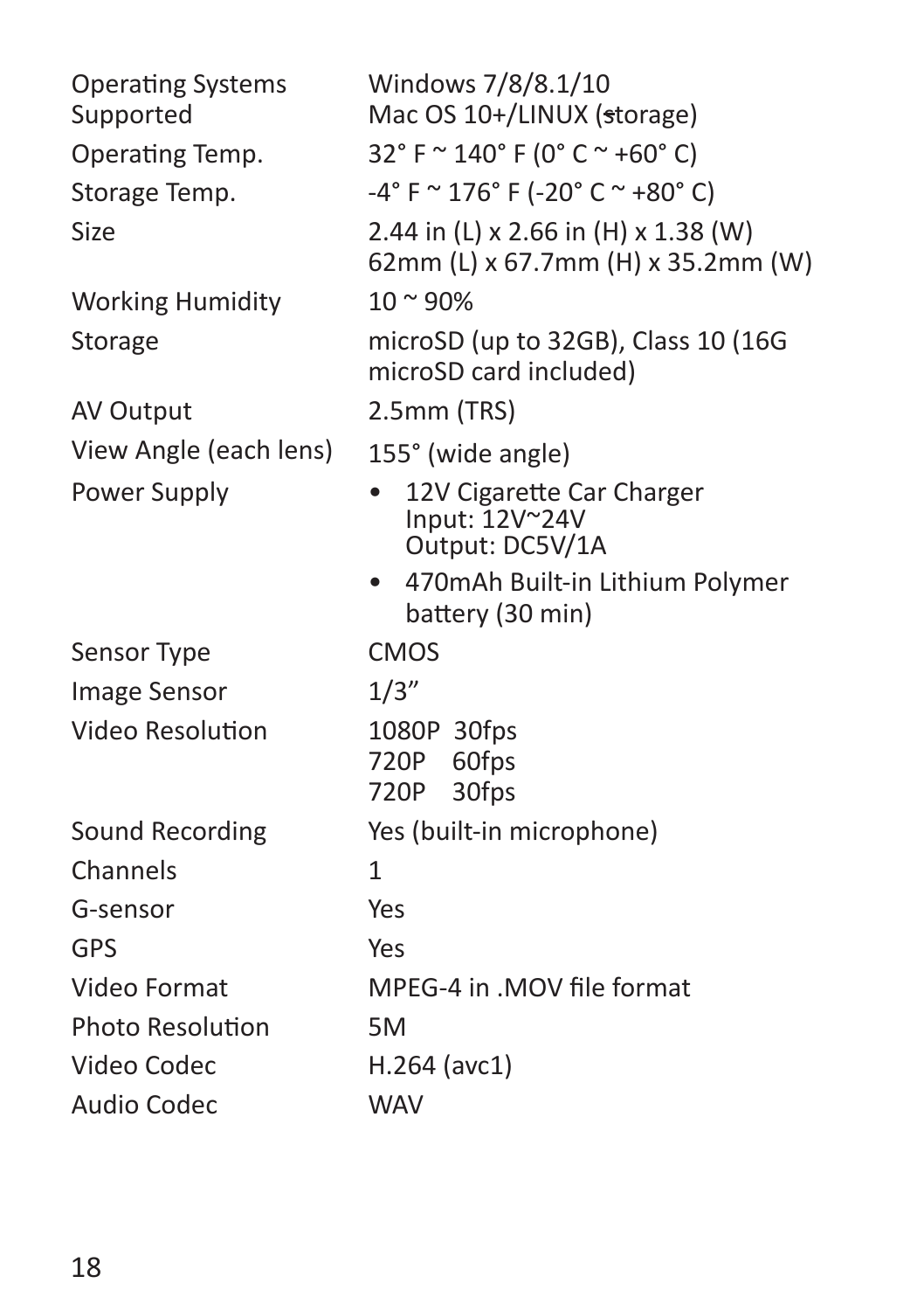| | |
|---|---|
| Operating Systems Supported | Windows 7/8/8.1/10<br>Mac OS 10+/LINUX (storage) |
| Operating Temp. | 32° F ~ 140° F (0° C ~ +60° C) |
| Storage Temp. | -4° F ~ 176° F (-20° C ~ +80° C) |
| Size | 2.44 in (L) x 2.66 in (H) x 1.38 (W)<br>62mm (L) x 67.7mm (H) x 35.2mm (W) |
| Working Humidity | 10 ~ 90% |
| Storage | microSD (up to 32GB), Class 10 (16G microSD card included) |
| AV Output | 2.5mm (TRS) |
| View Angle (each lens) | 155° (wide angle) |
| Power Supply | • 12V Cigarette Car Charger Input: 12V~24V Output: DC5V/1A<br>• 470mAh Built-in Lithium Polymer battery (30 min) |
| Sensor Type | CMOS |
| Image Sensor | 1/3” |
| Video Resolution | 1080P 30fps<br>720P 60fps<br>720P 30fps |
| Sound Recording | Yes (built-in microphone) |
| Channels | 1 |
| G-sensor | Yes |
| GPS | Yes |
| Video Format | MPEG-4 in .MOV file format |
| Photo Resolution | 5M |
| Video Codec | H.264 (avc1) |
| Audio Codec | WAV |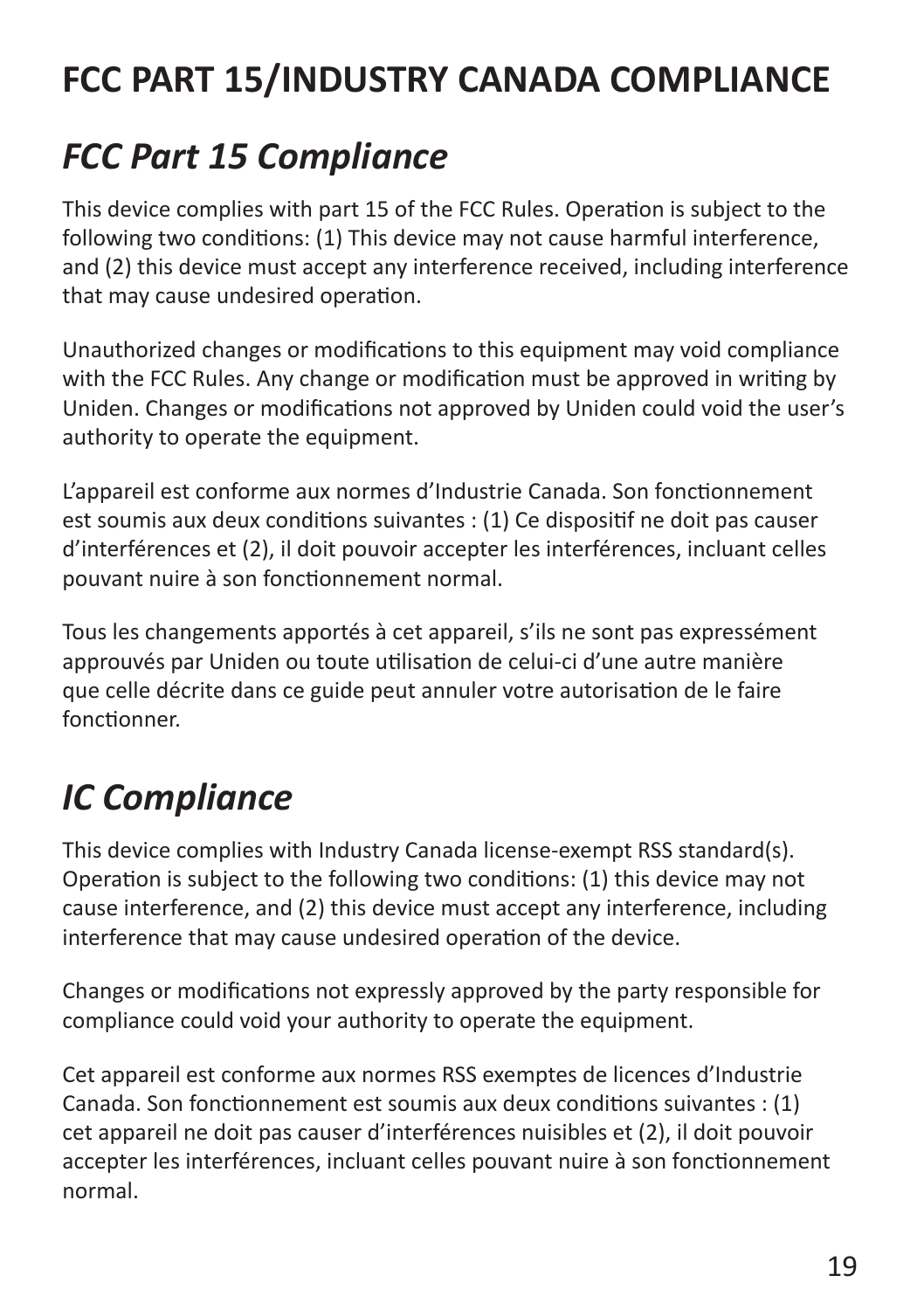# FCC PART 15/INDUSTRY CANADA COMPLIANCE

## *FCC Part 15 Compliance*

This device complies with part 15 of the FCC Rules. Operation is subject to the following two conditions: (1) This device may not cause harmful interference, and (2) this device must accept any interference received, including interference that may cause undesired operation.

Unauthorized changes or modifications to this equipment may void compliance with the FCC Rules. Any change or modification must be approved in writing by Uniden. Changes or modifications not approved by Uniden could void the user's authority to operate the equipment.

L'appareil est conforme aux normes d'Industrie Canada. Son fonctionnement est soumis aux deux conditions suivantes : (1) Ce dispositif ne doit pas causer d'interférences et (2), il doit pouvoir accepter les interférences, incluant celles pouvant nuire à son fonctionnement normal.

Tous les changements apportés à cet appareil, s'ils ne sont pas expressément approuvés par Uniden ou toute utilisation de celui-ci d'une autre manière que celle décrite dans ce guide peut annuler votre autorisation de le faire fonctionner.

## *IC Compliance*

This device complies with Industry Canada license-exempt RSS standard(s). Operation is subject to the following two conditions: (1) this device may not cause interference, and (2) this device must accept any interference, including interference that may cause undesired operation of the device.

Changes or modifications not expressly approved by the party responsible for compliance could void your authority to operate the equipment.

Cet appareil est conforme aux normes RSS exemptes de licences d'Industrie Canada. Son fonctionnement est soumis aux deux conditions suivantes : (1) cet appareil ne doit pas causer d'interférences nuisibles et (2), il doit pouvoir accepter les interférences, incluant celles pouvant nuire à son fonctionnement normal.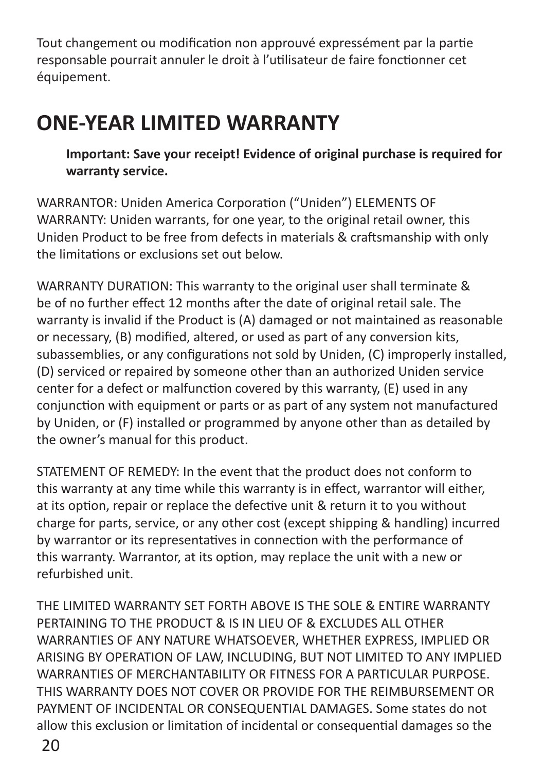Tout changement ou modification non approuvé expressément par la partie responsable pourrait annuler le droit à l'utilisateur de faire fonctionner cet équipement.

# ONE-YEAR LIMITED WARRANTY

**Important: Save your receipt! Evidence of original purchase is required for warranty service.**

WARRANTOR: Uniden America Corporation ("Uniden") ELEMENTS OF WARRANTY: Uniden warrants, for one year, to the original retail owner, this Uniden Product to be free from defects in materials & craftsmanship with only the limitations or exclusions set out below.

WARRANTY DURATION: This warranty to the original user shall terminate & be of no further effect 12 months after the date of original retail sale. The warranty is invalid if the Product is (A) damaged or not maintained as reasonable or necessary, (B) modified, altered, or used as part of any conversion kits, subassemblies, or any configurations not sold by Uniden, (C) improperly installed, (D) serviced or repaired by someone other than an authorized Uniden service center for a defect or malfunction covered by this warranty, (E) used in any conjunction with equipment or parts or as part of any system not manufactured by Uniden, or (F) installed or programmed by anyone other than as detailed by the owner's manual for this product.

STATEMENT OF REMEDY: In the event that the product does not conform to this warranty at any time while this warranty is in effect, warrantor will either, at its option, repair or replace the defective unit & return it to you without charge for parts, service, or any other cost (except shipping & handling) incurred by warrantor or its representatives in connection with the performance of this warranty. Warrantor, at its option, may replace the unit with a new or refurbished unit.

THE LIMITED WARRANTY SET FORTH ABOVE IS THE SOLE & ENTIRE WARRANTY PERTAINING TO THE PRODUCT & IS IN LIEU OF & EXCLUDES ALL OTHER WARRANTIES OF ANY NATURE WHATSOEVER, WHETHER EXPRESS, IMPLIED OR ARISING BY OPERATION OF LAW, INCLUDING, BUT NOT LIMITED TO ANY IMPLIED WARRANTIES OF MERCHANTABILITY OR FITNESS FOR A PARTICULAR PURPOSE. THIS WARRANTY DOES NOT COVER OR PROVIDE FOR THE REIMBURSEMENT OR PAYMENT OF INCIDENTAL OR CONSEQUENTIAL DAMAGES. Some states do not allow this exclusion or limitation of incidental or consequential damages so the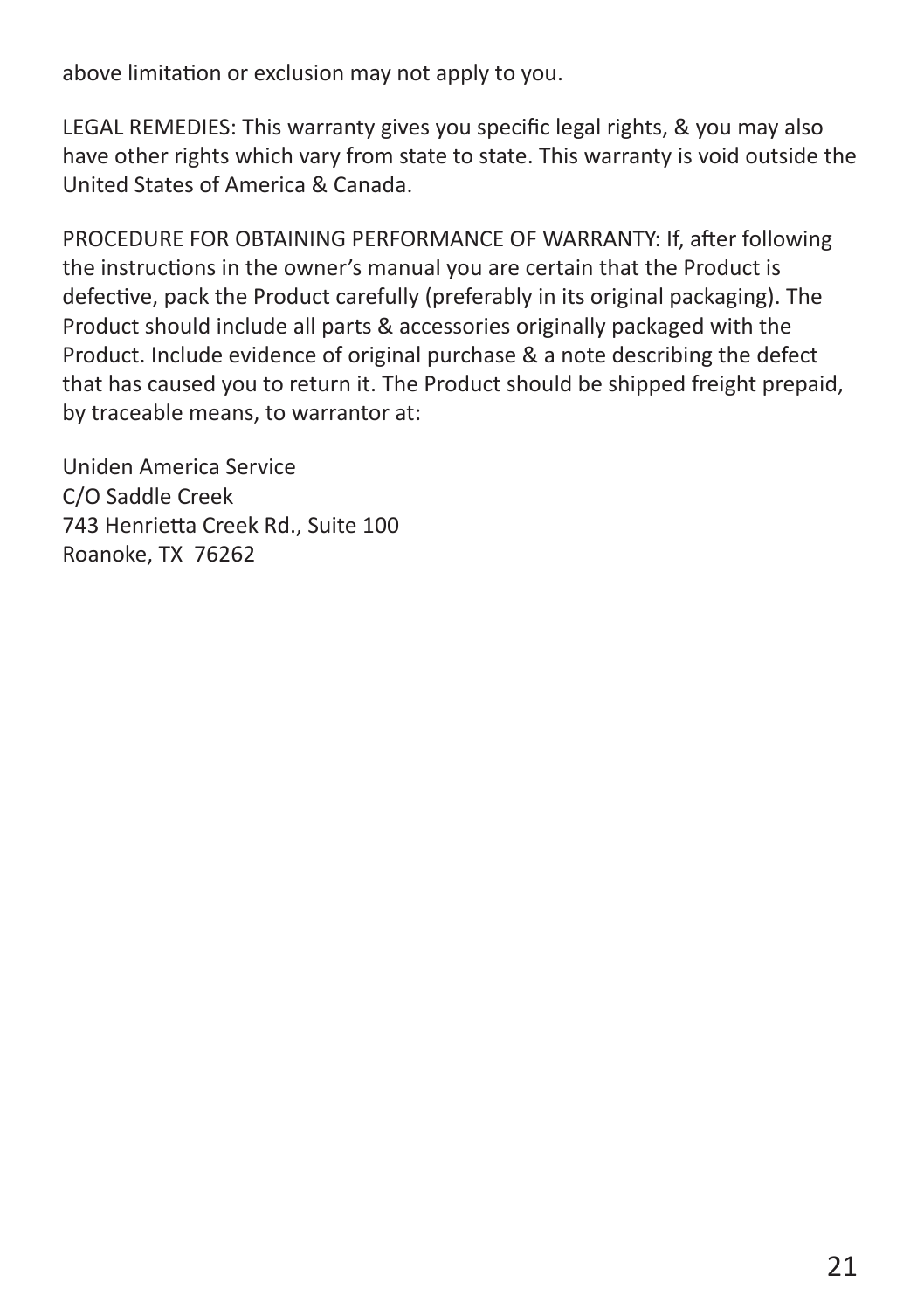above limitation or exclusion may not apply to you.

LEGAL REMEDIES: This warranty gives you specific legal rights, & you may also have other rights which vary from state to state. This warranty is void outside the United States of America & Canada.

PROCEDURE FOR OBTAINING PERFORMANCE OF WARRANTY: If, after following the instructions in the owner's manual you are certain that the Product is defective, pack the Product carefully (preferably in its original packaging). The Product should include all parts & accessories originally packaged with the Product. Include evidence of original purchase & a note describing the defect that has caused you to return it. The Product should be shipped freight prepaid, by traceable means, to warrantor at:

Uniden America Service  
C/O Saddle Creek  
743 Henrietta Creek Rd., Suite 100  
Roanoke, TX 76262